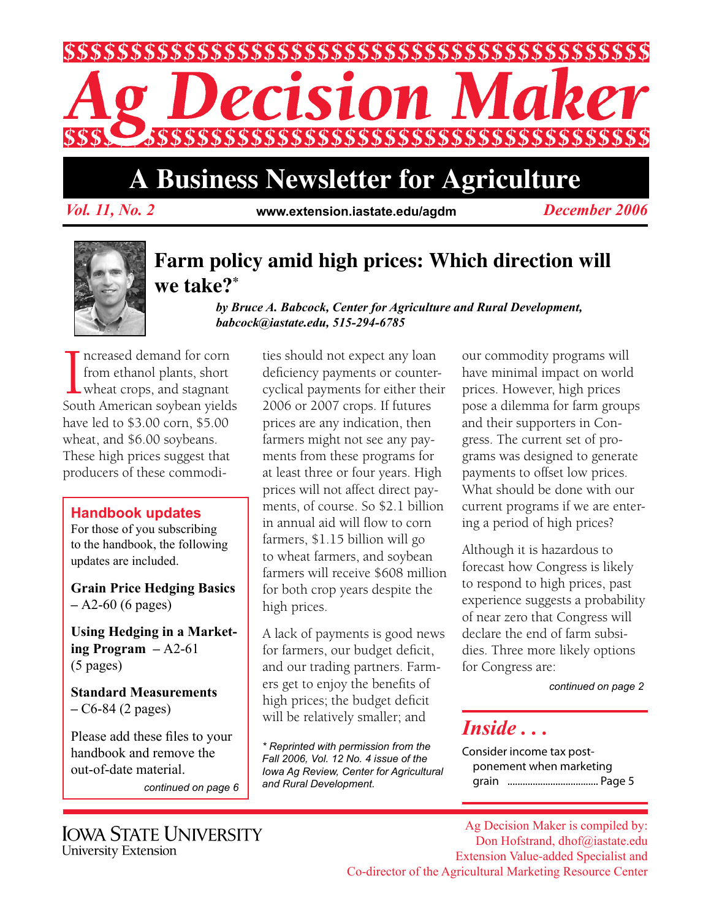# Ag Decision Maker

## A Business Newsletter for Agriculture

*Vol. 11, No. 2* | www.extension.iastate.edu/agdm | *December 2006*

## Farm policy amid high prices: Which direction will we take?*

***by Bruce A. Babcock, Center for Agriculture and Rural Development, babcock@iastate.edu, 515-294-6785***

Increased demand for corn from ethanol plants, short wheat crops, and stagnant South American soybean yields have led to $3.00 corn, $5.00 wheat, and $6.00 soybeans. These high prices suggest that producers of these commodities should not expect any loan deficiency payments or counter-cyclical payments for either their 2006 or 2007 crops. If futures prices are any indication, then farmers might not see any payments from these programs for at least three or four years. High prices will not affect direct payments, of course. So $2.1 billion in annual aid will flow to corn farmers, $1.15 billion will go to wheat farmers, and soybean farmers will receive $608 million for both crop years despite the high prices.

A lack of payments is good news for farmers, our budget deficit, and our trading partners. Farmers get to enjoy the benefits of high prices; the budget deficit will be relatively smaller; and our commodity programs will have minimal impact on world prices. However, high prices pose a dilemma for farm groups and their supporters in Congress. The current set of programs was designed to generate payments to offset low prices. What should be done with our current programs if we are entering a period of high prices?

Although it is hazardous to forecast how Congress is likely to respond to high prices, past experience suggests a probability of near zero that Congress will declare the end of farm subsidies. Three more likely options for Congress are:

*continued on page 2*

*\* Reprinted with permission from the Fall 2006, Vol. 12 No. 4 issue of the Iowa Ag Review, Center for Agricultural and Rural Development.*

### Handbook updates

For those of you subscribing to the handbook, the following updates are included.

**Grain Price Hedging Basics** – A2-60 (6 pages)

**Using Hedging in a Marketing Program** – A2-61 (5 pages)

**Standard Measurements** – C6-84 (2 pages)

Please add these files to your handbook and remove the out-of-date material.

*continued on page 6*

### *Inside . . .*

Consider income tax postponement when marketing grain .................................... Page 5

Iowa State University
University Extension

Ag Decision Maker is compiled by:
Don Hofstrand, dhof@iastate.edu
Extension Value-added Specialist and
Co-director of the Agricultural Marketing Resource Center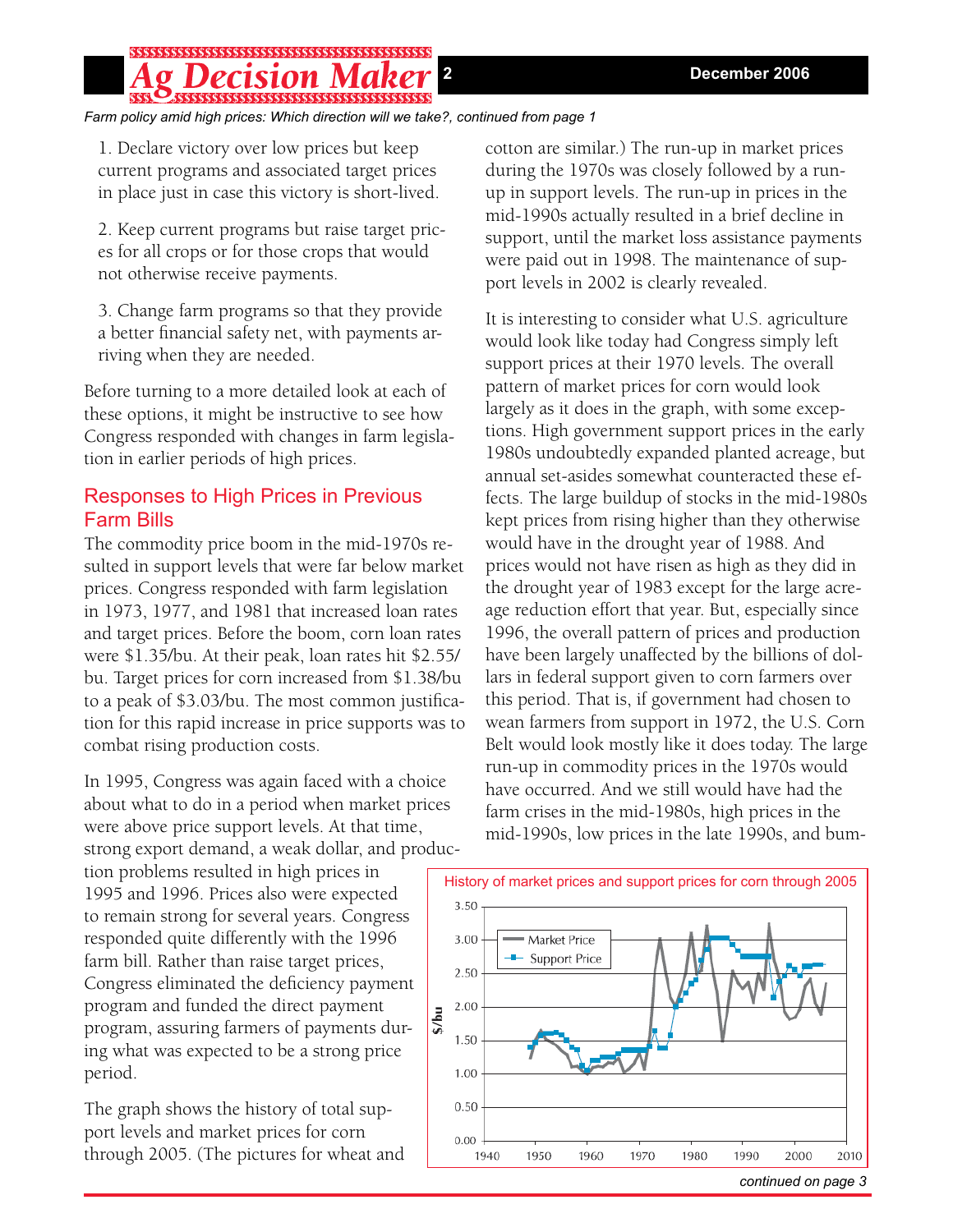*Farm policy amid high prices: Which direction will we take?, continued from page 1*

1. Declare victory over low prices but keep current programs and associated target prices in place just in case this victory is short-lived.

2. Keep current programs but raise target prices for all crops or for those crops that would not otherwise receive payments.

3. Change farm programs so that they provide a better financial safety net, with payments arriving when they are needed.

Before turning to a more detailed look at each of these options, it might be instructive to see how Congress responded with changes in farm legislation in earlier periods of high prices.

## Responses to High Prices in Previous Farm Bills

The commodity price boom in the mid-1970s resulted in support levels that were far below market prices. Congress responded with farm legislation in 1973, 1977, and 1981 that increased loan rates and target prices. Before the boom, corn loan rates were $1.35/bu. At their peak, loan rates hit $2.55/bu. Target prices for corn increased from $1.38/bu to a peak of $3.03/bu. The most common justification for this rapid increase in price supports was to combat rising production costs.

In 1995, Congress was again faced with a choice about what to do in a period when market prices were above price support levels. At that time, strong export demand, a weak dollar, and production problems resulted in high prices in 1995 and 1996. Prices also were expected to remain strong for several years. Congress responded quite differently with the 1996 farm bill. Rather than raise target prices, Congress eliminated the deficiency payment program and funded the direct payment program, assuring farmers of payments during what was expected to be a strong price period.

The graph shows the history of total support levels and market prices for corn through 2005. (The pictures for wheat and cotton are similar.) The run-up in market prices during the 1970s was closely followed by a run-up in support levels. The run-up in prices in the mid-1990s actually resulted in a brief decline in support, until the market loss assistance payments were paid out in 1998. The maintenance of support levels in 2002 is clearly revealed.

It is interesting to consider what U.S. agriculture would look like today had Congress simply left support prices at their 1970 levels. The overall pattern of market prices for corn would look largely as it does in the graph, with some exceptions. High government support prices in the early 1980s undoubtedly expanded planted acreage, but annual set-asides somewhat counteracted these effects. The large buildup of stocks in the mid-1980s kept prices from rising higher than they otherwise would have in the drought year of 1988. And prices would not have risen as high as they did in the drought year of 1983 except for the large acreage reduction effort that year. But, especially since 1996, the overall pattern of prices and production have been largely unaffected by the billions of dollars in federal support given to corn farmers over this period. That is, if government had chosen to wean farmers from support in 1972, the U.S. Corn Belt would look mostly like it does today. The large run-up in commodity prices in the 1970s would have occurred. And we still would have had the farm crises in the mid-1980s, high prices in the mid-1990s, low prices in the late 1990s, and bum-

History of market prices and support prices for corn through 2005

*continued on page 3*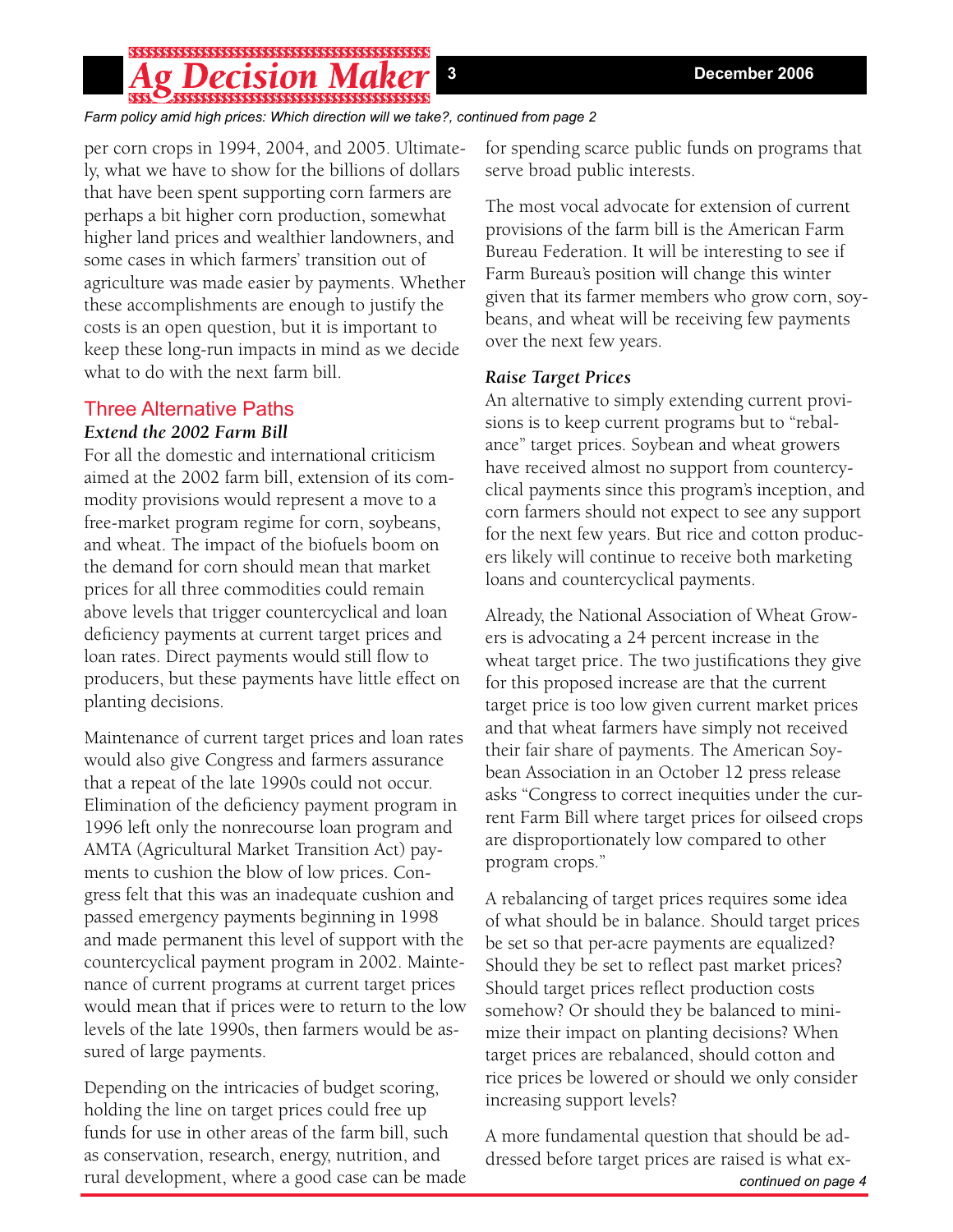*Farm policy amid high prices: Which direction will we take?, continued from page 2*

per corn crops in 1994, 2004, and 2005. Ultimately, what we have to show for the billions of dollars that have been spent supporting corn farmers are perhaps a bit higher corn production, somewhat higher land prices and wealthier landowners, and some cases in which farmers' transition out of agriculture was made easier by payments. Whether these accomplishments are enough to justify the costs is an open question, but it is important to keep these long-run impacts in mind as we decide what to do with the next farm bill.

## Three Alternative Paths

***Extend the 2002 Farm Bill***

For all the domestic and international criticism aimed at the 2002 farm bill, extension of its commodity provisions would represent a move to a free-market program regime for corn, soybeans, and wheat. The impact of the biofuels boom on the demand for corn should mean that market prices for all three commodities could remain above levels that trigger countercyclical and loan deficiency payments at current target prices and loan rates. Direct payments would still flow to producers, but these payments have little effect on planting decisions.

Maintenance of current target prices and loan rates would also give Congress and farmers assurance that a repeat of the late 1990s could not occur. Elimination of the deficiency payment program in 1996 left only the nonrecourse loan program and AMTA (Agricultural Market Transition Act) payments to cushion the blow of low prices. Congress felt that this was an inadequate cushion and passed emergency payments beginning in 1998 and made permanent this level of support with the countercyclical payment program in 2002. Maintenance of current programs at current target prices would mean that if prices were to return to the low levels of the late 1990s, then farmers would be assured of large payments.

Depending on the intricacies of budget scoring, holding the line on target prices could free up funds for use in other areas of the farm bill, such as conservation, research, energy, nutrition, and rural development, where a good case can be made for spending scarce public funds on programs that serve broad public interests.

The most vocal advocate for extension of current provisions of the farm bill is the American Farm Bureau Federation. It will be interesting to see if Farm Bureau's position will change this winter given that its farmer members who grow corn, soybeans, and wheat will be receiving few payments over the next few years.

***Raise Target Prices***

An alternative to simply extending current provisions is to keep current programs but to "rebalance" target prices. Soybean and wheat growers have received almost no support from countercyclical payments since this program's inception, and corn farmers should not expect to see any support for the next few years. But rice and cotton producers likely will continue to receive both marketing loans and countercyclical payments.

Already, the National Association of Wheat Growers is advocating a 24 percent increase in the wheat target price. The two justifications they give for this proposed increase are that the current target price is too low given current market prices and that wheat farmers have simply not received their fair share of payments. The American Soybean Association in an October 12 press release asks "Congress to correct inequities under the current Farm Bill where target prices for oilseed crops are disproportionately low compared to other program crops."

A rebalancing of target prices requires some idea of what should be in balance. Should target prices be set so that per-acre payments are equalized? Should they be set to reflect past market prices? Should target prices reflect production costs somehow? Or should they be balanced to minimize their impact on planting decisions? When target prices are rebalanced, should cotton and rice prices be lowered or should we only consider increasing support levels?

A more fundamental question that should be addressed before target prices are raised is what ex-

*continued on page 4*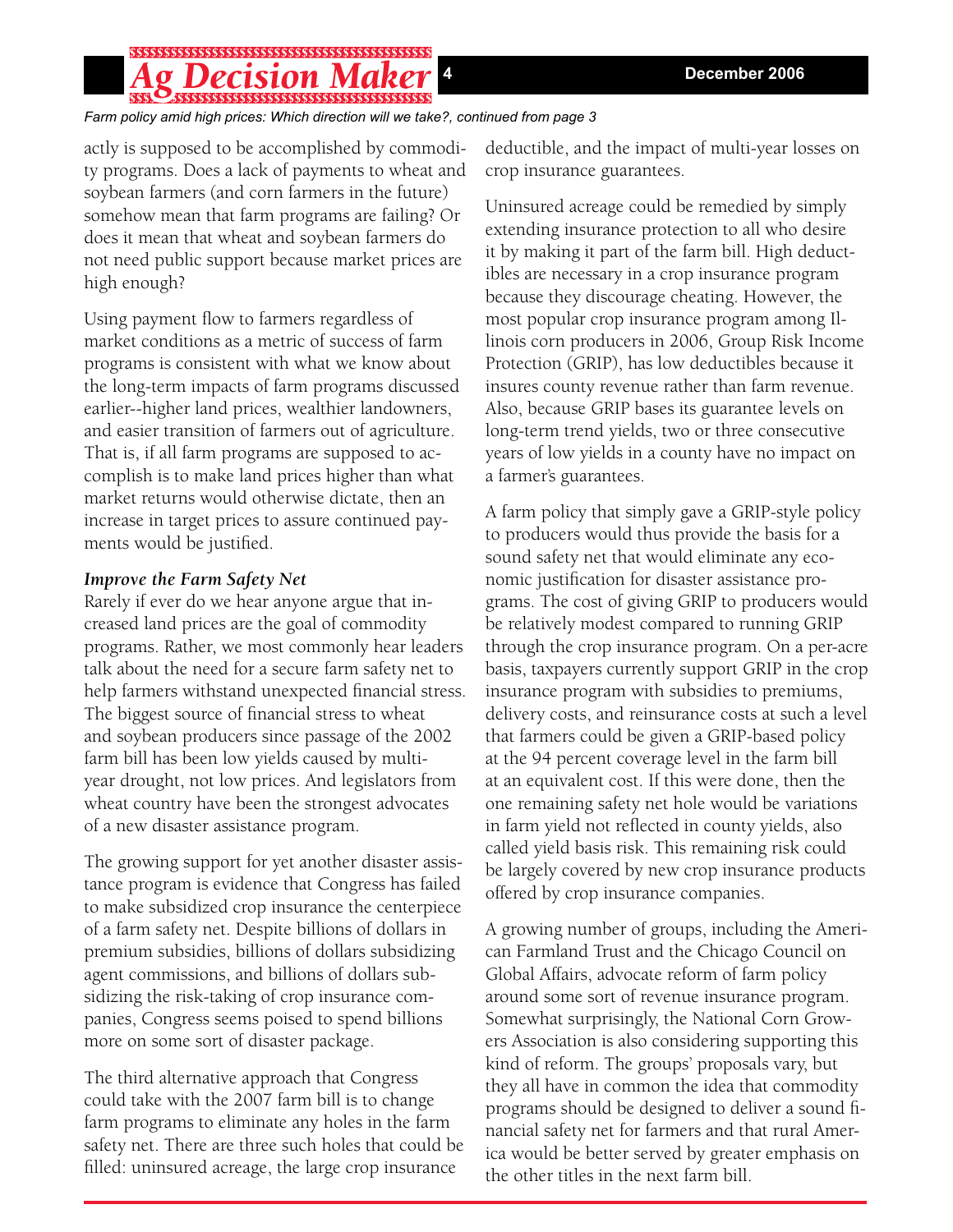*Farm policy amid high prices: Which direction will we take?, continued from page 3*

actly is supposed to be accomplished by commodity programs. Does a lack of payments to wheat and soybean farmers (and corn farmers in the future) somehow mean that farm programs are failing? Or does it mean that wheat and soybean farmers do not need public support because market prices are high enough?

Using payment flow to farmers regardless of market conditions as a metric of success of farm programs is consistent with what we know about the long-term impacts of farm programs discussed earlier--higher land prices, wealthier landowners, and easier transition of farmers out of agriculture. That is, if all farm programs are supposed to accomplish is to make land prices higher than what market returns would otherwise dictate, then an increase in target prices to assure continued payments would be justified.

***Improve the Farm Safety Net***

Rarely if ever do we hear anyone argue that increased land prices are the goal of commodity programs. Rather, we most commonly hear leaders talk about the need for a secure farm safety net to help farmers withstand unexpected financial stress. The biggest source of financial stress to wheat and soybean producers since passage of the 2002 farm bill has been low yields caused by multi-year drought, not low prices. And legislators from wheat country have been the strongest advocates of a new disaster assistance program.

The growing support for yet another disaster assistance program is evidence that Congress has failed to make subsidized crop insurance the centerpiece of a farm safety net. Despite billions of dollars in premium subsidies, billions of dollars subsidizing agent commissions, and billions of dollars subsidizing the risk-taking of crop insurance companies, Congress seems poised to spend billions more on some sort of disaster package.

The third alternative approach that Congress could take with the 2007 farm bill is to change farm programs to eliminate any holes in the farm safety net. There are three such holes that could be filled: uninsured acreage, the large crop insurance deductible, and the impact of multi-year losses on crop insurance guarantees.

Uninsured acreage could be remedied by simply extending insurance protection to all who desire it by making it part of the farm bill. High deductibles are necessary in a crop insurance program because they discourage cheating. However, the most popular crop insurance program among Illinois corn producers in 2006, Group Risk Income Protection (GRIP), has low deductibles because it insures county revenue rather than farm revenue. Also, because GRIP bases its guarantee levels on long-term trend yields, two or three consecutive years of low yields in a county have no impact on a farmer's guarantees.

A farm policy that simply gave a GRIP-style policy to producers would thus provide the basis for a sound safety net that would eliminate any economic justification for disaster assistance programs. The cost of giving GRIP to producers would be relatively modest compared to running GRIP through the crop insurance program. On a per-acre basis, taxpayers currently support GRIP in the crop insurance program with subsidies to premiums, delivery costs, and reinsurance costs at such a level that farmers could be given a GRIP-based policy at the 94 percent coverage level in the farm bill at an equivalent cost. If this were done, then the one remaining safety net hole would be variations in farm yield not reflected in county yields, also called yield basis risk. This remaining risk could be largely covered by new crop insurance products offered by crop insurance companies.

A growing number of groups, including the American Farmland Trust and the Chicago Council on Global Affairs, advocate reform of farm policy around some sort of revenue insurance program. Somewhat surprisingly, the National Corn Growers Association is also considering supporting this kind of reform. The groups' proposals vary, but they all have in common the idea that commodity programs should be designed to deliver a sound financial safety net for farmers and that rural America would be better served by greater emphasis on the other titles in the next farm bill.